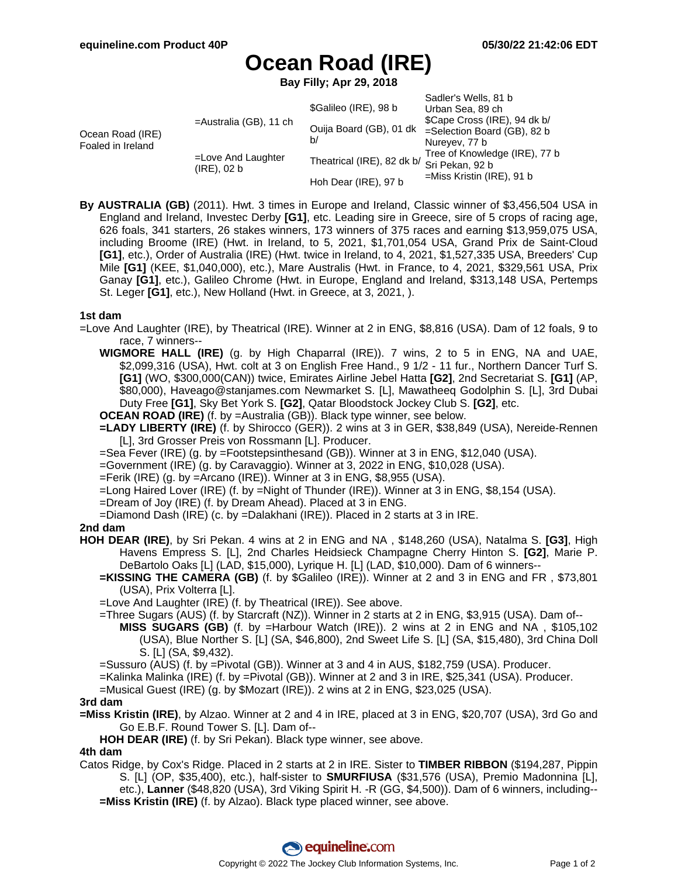# Ocean Road (IRE)

**Bay Filly; Apr 29, 2018**

| | | | |
|---|---|---|---|
| Ocean Road (IRE) Foaled in Ireland | =Australia (GB), 11 ch | $Galileo (IRE), 98 b | Sadler's Wells, 81 b |
| | | | Urban Sea, 89 ch |
| | | Ouija Board (GB), 01 dk b/ | $Cape Cross (IRE), 94 dk b/ |
| | | | =Selection Board (GB), 82 b |
| | =Love And Laughter (IRE), 02 b | Theatrical (IRE), 82 dk b/ | Nureyev, 77 b |
| | | | Tree of Knowledge (IRE), 77 b |
| | | Hoh Dear (IRE), 97 b | Sri Pekan, 92 b |
| | | | =Miss Kristin (IRE), 91 b |

**By AUSTRALIA (GB)** (2011). Hwt. 3 times in Europe and Ireland, Classic winner of $3,456,504 USA in England and Ireland, Investec Derby **[G1]**, etc. Leading sire in Greece, sire of 5 crops of racing age, 626 foals, 341 starters, 26 stakes winners, 173 winners of 375 races and earning $13,959,075 USA, including Broome (IRE) (Hwt. in Ireland, to 5, 2021, $1,701,054 USA, Grand Prix de Saint-Cloud **[G1]**, etc.), Order of Australia (IRE) (Hwt. twice in Ireland, to 4, 2021, $1,527,335 USA, Breeders' Cup Mile **[G1]** (KEE, $1,040,000), etc.), Mare Australis (Hwt. in France, to 4, 2021, $329,561 USA, Prix Ganay **[G1]**, etc.), Galileo Chrome (Hwt. in Europe, England and Ireland, $313,148 USA, Pertemps St. Leger **[G1]**, etc.), New Holland (Hwt. in Greece, at 3, 2021, ).

### 1st dam

=Love And Laughter (IRE), by Theatrical (IRE). Winner at 2 in ENG, $8,816 (USA). Dam of 12 foals, 9 to race, 7 winners--

- **WIGMORE HALL (IRE)** (g. by High Chaparral (IRE)). 7 wins, 2 to 5 in ENG, NA and UAE, $2,099,316 (USA), Hwt. colt at 3 on English Free Hand., 9 1/2 - 11 fur., Northern Dancer Turf S. **[G1]** (WO, $300,000(CAN)) twice, Emirates Airline Jebel Hatta **[G2]**, 2nd Secretariat S. **[G1]** (AP, $80,000), Haveago@stanjames.com Newmarket S. [L], Mawatheeq Godolphin S. [L], 3rd Dubai Duty Free **[G1]**, Sky Bet York S. **[G2]**, Qatar Bloodstock Jockey Club S. **[G2]**, etc.
- **OCEAN ROAD (IRE)** (f. by =Australia (GB)). Black type winner, see below.
- **=LADY LIBERTY (IRE)** (f. by Shirocco (GER)). 2 wins at 3 in GER, $38,849 (USA), Nereide-Rennen [L], 3rd Grosser Preis von Rossmann [L]. Producer.
- =Sea Fever (IRE) (g. by =Footstepsinthesand (GB)). Winner at 3 in ENG, $12,040 (USA).
- =Government (IRE) (g. by Caravaggio). Winner at 3, 2022 in ENG, $10,028 (USA).
- =Ferik (IRE) (g. by =Arcano (IRE)). Winner at 3 in ENG, $8,955 (USA).
- =Long Haired Lover (IRE) (f. by =Night of Thunder (IRE)). Winner at 3 in ENG, $8,154 (USA).
- =Dream of Joy (IRE) (f. by Dream Ahead). Placed at 3 in ENG.
- =Diamond Dash (IRE) (c. by =Dalakhani (IRE)). Placed in 2 starts at 3 in IRE.

### 2nd dam

**HOH DEAR (IRE)**, by Sri Pekan. 4 wins at 2 in ENG and NA , $148,260 (USA), Natalma S. **[G3]**, High Havens Empress S. [L], 2nd Charles Heidsieck Champagne Cherry Hinton S. **[G2]**, Marie P. DeBartolo Oaks [L] (LAD, $15,000), Lyrique H. [L] (LAD, $10,000). Dam of 6 winners--

- **=KISSING THE CAMERA (GB)** (f. by $Galileo (IRE)). Winner at 2 and 3 in ENG and FR , $73,801 (USA), Prix Volterra [L].
- =Love And Laughter (IRE) (f. by Theatrical (IRE)). See above.
- =Three Sugars (AUS) (f. by Starcraft (NZ)). Winner in 2 starts at 2 in ENG, $3,915 (USA). Dam of--
  - **MISS SUGARS (GB)** (f. by =Harbour Watch (IRE)). 2 wins at 2 in ENG and NA , $105,102 (USA), Blue Norther S. [L] (SA, $46,800), 2nd Sweet Life S. [L] (SA, $15,480), 3rd China Doll S. [L] (SA, $9,432).
- =Sussuro (AUS) (f. by =Pivotal (GB)). Winner at 3 and 4 in AUS, $182,759 (USA). Producer.
- =Kalinka Malinka (IRE) (f. by =Pivotal (GB)). Winner at 2 and 3 in IRE, $25,341 (USA). Producer.
- =Musical Guest (IRE) (g. by $Mozart (IRE)). 2 wins at 2 in ENG, $23,025 (USA).

### 3rd dam

**=Miss Kristin (IRE)**, by Alzao. Winner at 2 and 4 in IRE, placed at 3 in ENG, $20,707 (USA), 3rd Go and Go E.B.F. Round Tower S. [L]. Dam of--

- **HOH DEAR (IRE)** (f. by Sri Pekan). Black type winner, see above.

### 4th dam

Catos Ridge, by Cox's Ridge. Placed in 2 starts at 2 in IRE. Sister to **TIMBER RIBBON** ($194,287, Pippin S. [L] (OP, $35,400), etc.), half-sister to **SMURFIUSA** ($31,576 (USA), Premio Madonnina [L], etc.), **Lanner** ($48,820 (USA), 3rd Viking Spirit H. -R (GG, $4,500)). Dam of 6 winners, including--

- **=Miss Kristin (IRE)** (f. by Alzao). Black type placed winner, see above.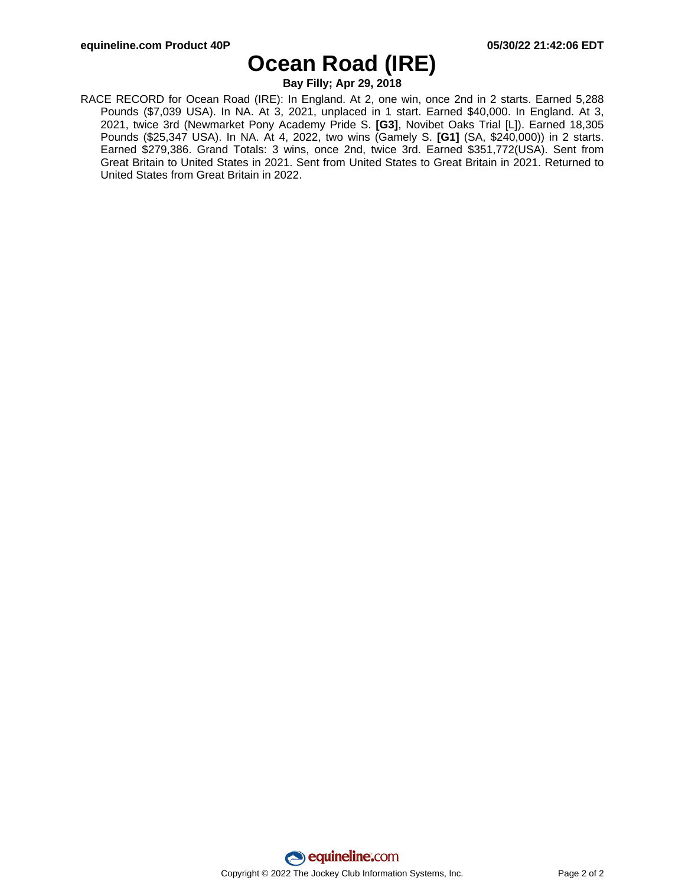# Ocean Road (IRE)

**Bay Filly; Apr 29, 2018**

RACE RECORD for Ocean Road (IRE): In England. At 2, one win, once 2nd in 2 starts. Earned 5,288 Pounds ($7,039 USA). In NA. At 3, 2021, unplaced in 1 start. Earned $40,000. In England. At 3, 2021, twice 3rd (Newmarket Pony Academy Pride S. **[G3]**, Novibet Oaks Trial [L]). Earned 18,305 Pounds ($25,347 USA). In NA. At 4, 2022, two wins (Gamely S. **[G1]** (SA, $240,000)) in 2 starts. Earned $279,386. Grand Totals: 3 wins, once 2nd, twice 3rd. Earned $351,772(USA). Sent from Great Britain to United States in 2021. Sent from United States to Great Britain in 2021. Returned to United States from Great Britain in 2022.